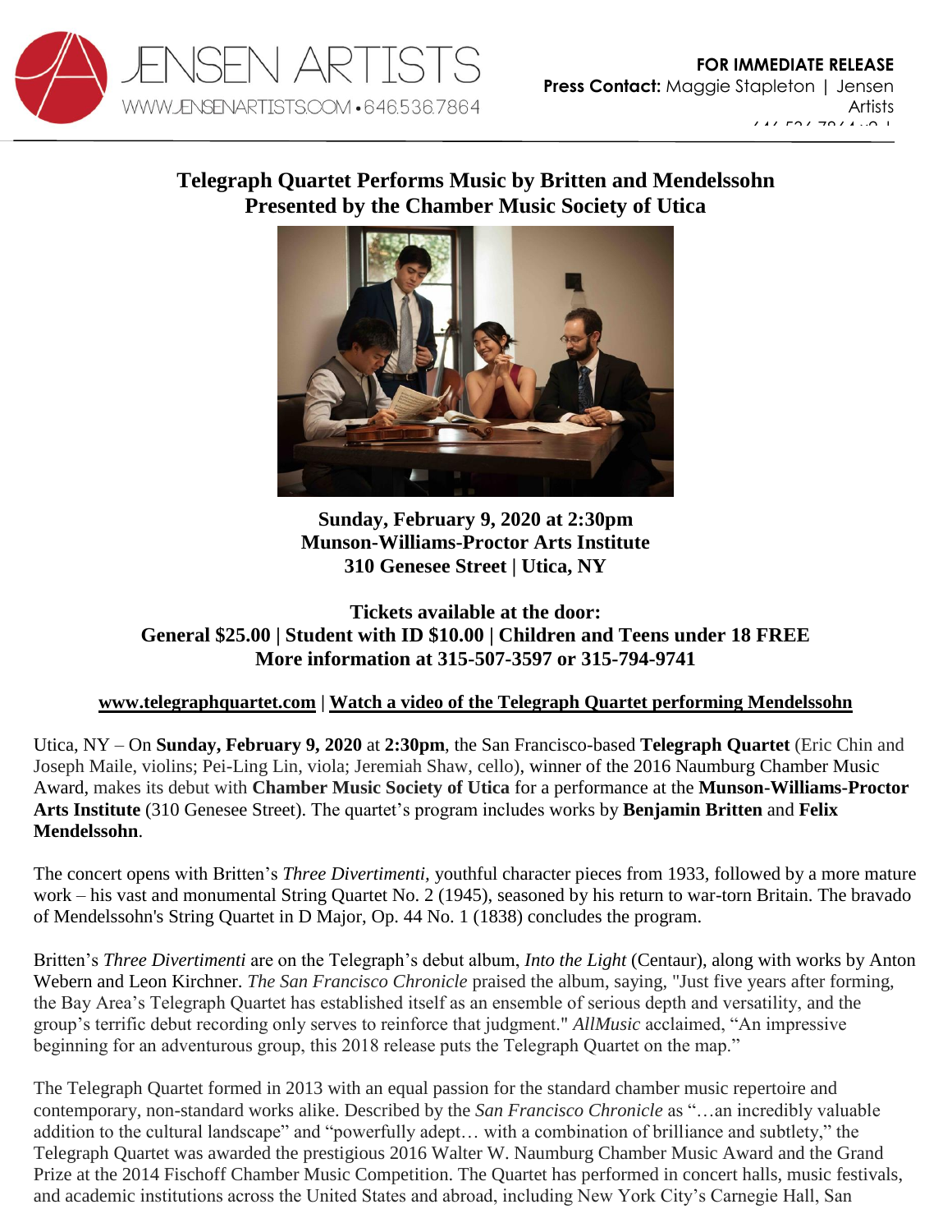JENSEN ARTISTS
WWW.JENSENARTISTS.COM • 646.536.7864

**FOR IMMEDIATE RELEASE**
**Press Contact:** Maggie Stapleton | Jensen Artists

# Telegraph Quartet Performs Music by Britten and Mendelssohn
## Presented by the Chamber Music Society of Utica

**Sunday, February 9, 2020 at 2:30pm**
**Munson-Williams-Proctor Arts Institute**
**310 Genesee Street | Utica, NY**

**Tickets available at the door:**
**General $25.00 | Student with ID $10.00 | Children and Teens under 18 FREE**
**More information at 315-507-3597 or 315-794-9741**

**www.telegraphquartet.com | Watch a video of the Telegraph Quartet performing Mendelssohn**

Utica, NY – On **Sunday, February 9, 2020** at **2:30pm**, the San Francisco-based **Telegraph Quartet** (Eric Chin and Joseph Maile, violins; Pei-Ling Lin, viola; Jeremiah Shaw, cello), winner of the 2016 Naumburg Chamber Music Award, makes its debut with **Chamber Music Society of Utica** for a performance at the **Munson-Williams-Proctor Arts Institute** (310 Genesee Street). The quartet's program includes works by **Benjamin Britten** and **Felix Mendelssohn**.

The concert opens with Britten's *Three Divertimenti*, youthful character pieces from 1933, followed by a more mature work – his vast and monumental String Quartet No. 2 (1945), seasoned by his return to war-torn Britain. The bravado of Mendelssohn's String Quartet in D Major, Op. 44 No. 1 (1838) concludes the program.

Britten's *Three Divertimenti* are on the Telegraph's debut album, *Into the Light* (Centaur), along with works by Anton Webern and Leon Kirchner. *The San Francisco Chronicle* praised the album, saying, "Just five years after forming, the Bay Area's Telegraph Quartet has established itself as an ensemble of serious depth and versatility, and the group's terrific debut recording only serves to reinforce that judgment." *AllMusic* acclaimed, "An impressive beginning for an adventurous group, this 2018 release puts the Telegraph Quartet on the map."

The Telegraph Quartet formed in 2013 with an equal passion for the standard chamber music repertoire and contemporary, non-standard works alike. Described by the *San Francisco Chronicle* as "…an incredibly valuable addition to the cultural landscape" and "powerfully adept… with a combination of brilliance and subtlety," the Telegraph Quartet was awarded the prestigious 2016 Walter W. Naumburg Chamber Music Award and the Grand Prize at the 2014 Fischoff Chamber Music Competition. The Quartet has performed in concert halls, music festivals, and academic institutions across the United States and abroad, including New York City's Carnegie Hall, San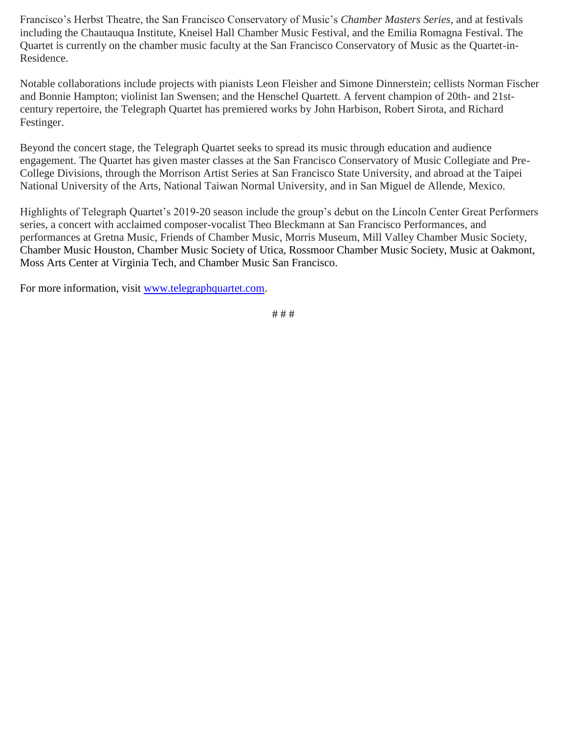Francisco's Herbst Theatre, the San Francisco Conservatory of Music's *Chamber Masters Series*, and at festivals including the Chautauqua Institute, Kneisel Hall Chamber Music Festival, and the Emilia Romagna Festival. The Quartet is currently on the chamber music faculty at the San Francisco Conservatory of Music as the Quartet-in-Residence.

Notable collaborations include projects with pianists Leon Fleisher and Simone Dinnerstein; cellists Norman Fischer and Bonnie Hampton; violinist Ian Swensen; and the Henschel Quartett. A fervent champion of 20th- and 21st-century repertoire, the Telegraph Quartet has premiered works by John Harbison, Robert Sirota, and Richard Festinger.

Beyond the concert stage, the Telegraph Quartet seeks to spread its music through education and audience engagement. The Quartet has given master classes at the San Francisco Conservatory of Music Collegiate and Pre-College Divisions, through the Morrison Artist Series at San Francisco State University, and abroad at the Taipei National University of the Arts, National Taiwan Normal University, and in San Miguel de Allende, Mexico.

Highlights of Telegraph Quartet's 2019-20 season include the group's debut on the Lincoln Center Great Performers series, a concert with acclaimed composer-vocalist Theo Bleckmann at San Francisco Performances, and performances at Gretna Music, Friends of Chamber Music, Morris Museum, Mill Valley Chamber Music Society, Chamber Music Houston, Chamber Music Society of Utica, Rossmoor Chamber Music Society, Music at Oakmont, Moss Arts Center at Virginia Tech, and Chamber Music San Francisco.

For more information, visit [www.telegraphquartet.com](http://www.telegraphquartet.com).

# # #